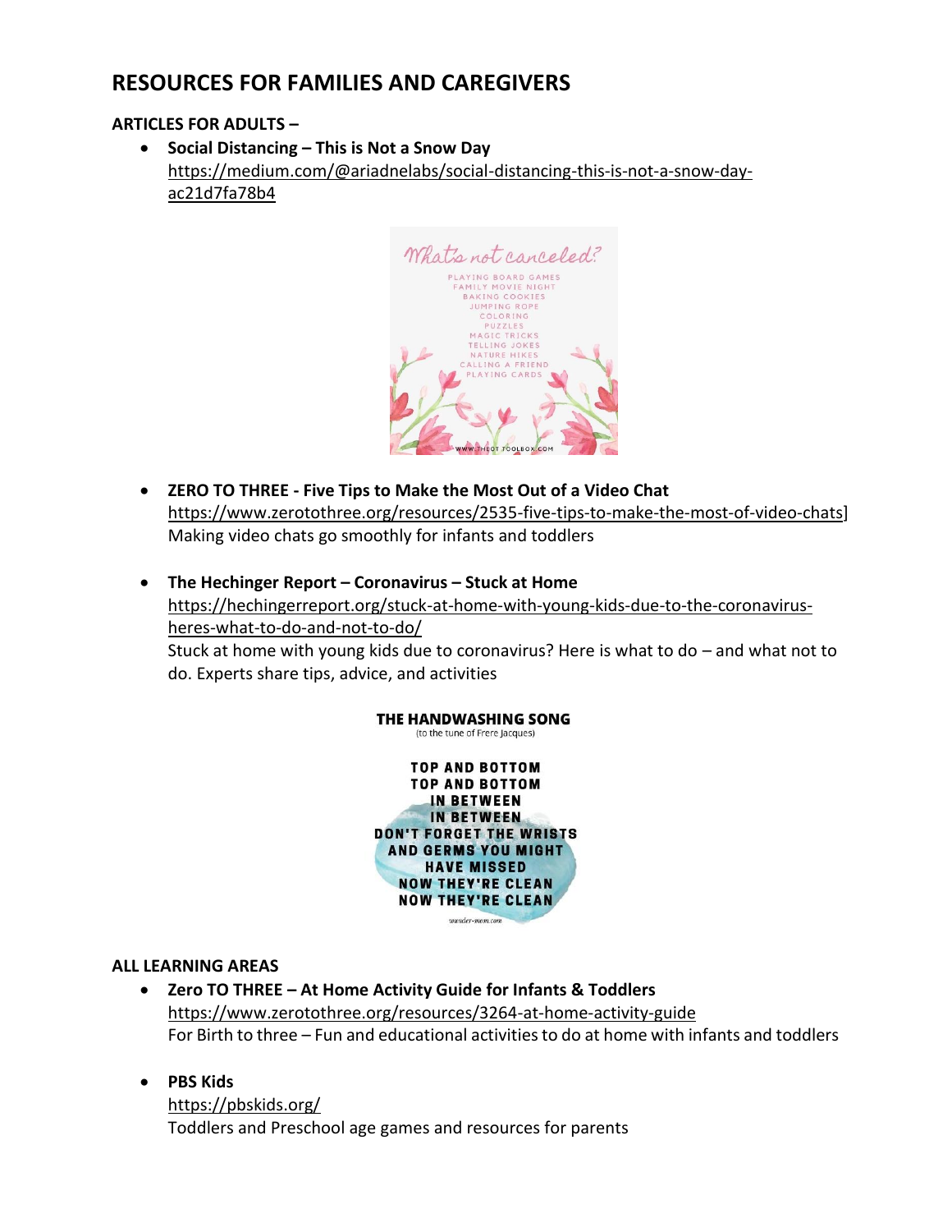## RESOURCES FOR FAMILIES AND CAREGIVERS

### ARTICLES FOR ADULTS –

- **Social Distancing – This is Not a Snow Day**
  https://medium.com/@ariadnelabs/social-distancing-this-is-not-a-snow-day-ac21d7fa78b4

What's not canceled?

PLAYING BOARD GAMES
FAMILY MOVIE NIGHT
BAKING COOKIES
JUMPING ROPE
COLORING
PUZZLES
MAGIC TRICKS
TELLING JOKES
NATURE HIKES
CALLING A FRIEND
PLAYING CARDS

WWW.THEOTTOOLBOX.COM

- **ZERO TO THREE - Five Tips to Make the Most Out of a Video Chat**
  https://www.zerotothree.org/resources/2535-five-tips-to-make-the-most-of-video-chats]
  Making video chats go smoothly for infants and toddlers

- **The Hechinger Report – Coronavirus – Stuck at Home**
  https://hechingerreport.org/stuck-at-home-with-young-kids-due-to-the-coronavirus-heres-what-to-do-and-not-to-do/
  Stuck at home with young kids due to coronavirus? Here is what to do – and what not to do. Experts share tips, advice, and activities

**THE HANDWASHING SONG**
(to the tune of Frere Jacques)

TOP AND BOTTOM
TOP AND BOTTOM
IN BETWEEN
IN BETWEEN
DON'T FORGET THE WRISTS
AND GERMS YOU MIGHT
HAVE MISSED
NOW THEY'RE CLEAN
NOW THEY'RE CLEAN

wonder-mom.com

### ALL LEARNING AREAS

- **Zero TO THREE – At Home Activity Guide for Infants & Toddlers**
  https://www.zerotothree.org/resources/3264-at-home-activity-guide
  For Birth to three – Fun and educational activities to do at home with infants and toddlers

- **PBS Kids**
  https://pbskids.org/
  Toddlers and Preschool age games and resources for parents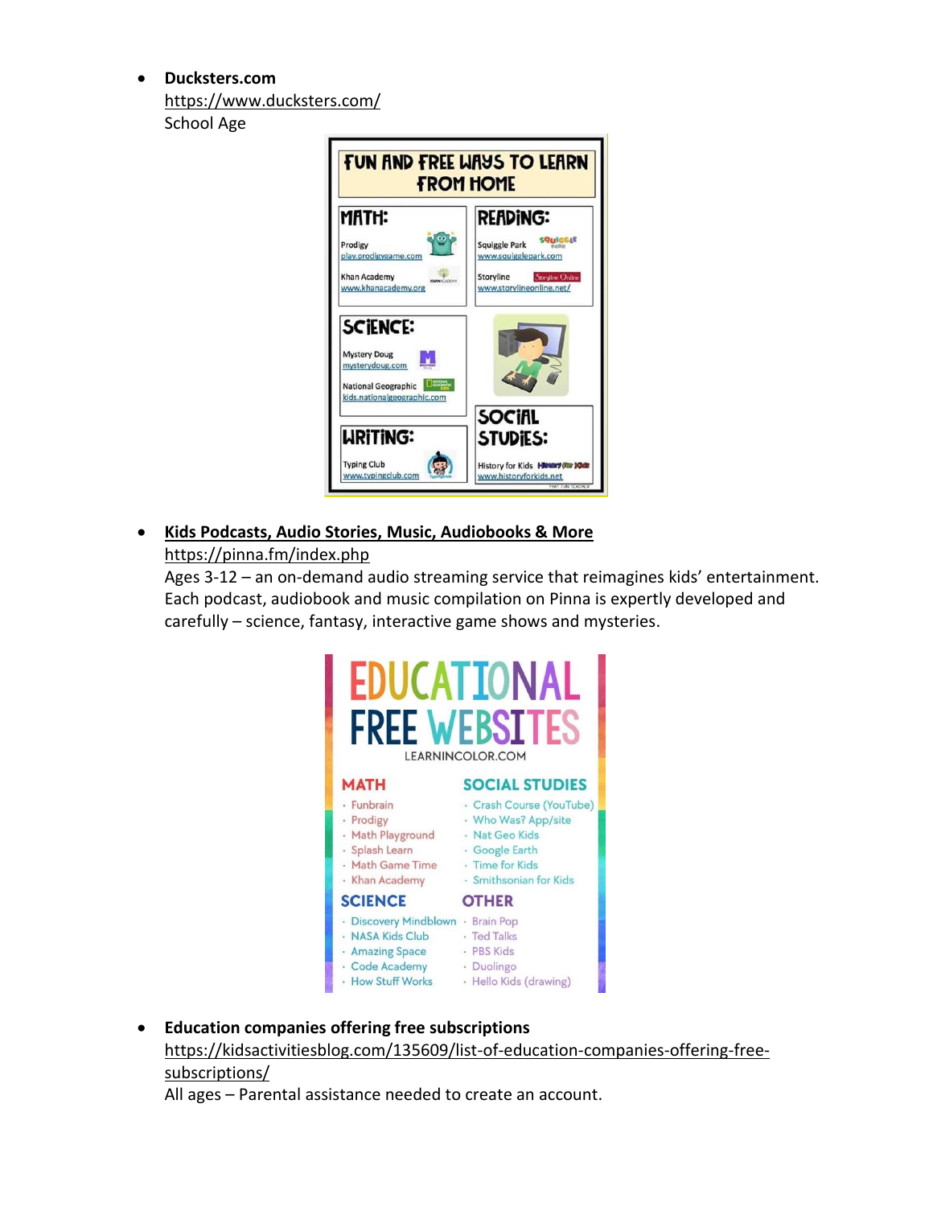- **Ducksters.com**
  https://www.ducksters.com/
  School Age

FUN AND FREE WAYS TO LEARN FROM HOME

MATH:
- Prodigy – play.prodigygame.com
- Khan Academy – www.khanacademy.org

READING:
- Squiggle Park – www.squigglepark.com
- Storyline – www.storylineonline.net/

SCIENCE:
- Mystery Doug – mysterydoug.com
- National Geographic – kids.nationalgeographic.com

WRITING:
- Typing Club – www.typingclub.com

SOCIAL STUDIES:
- History for Kids – www.historyforkids.net

- **Kids Podcasts, Audio Stories, Music, Audiobooks & More**
  https://pinna.fm/index.php
  Ages 3-12 – an on-demand audio streaming service that reimagines kids' entertainment. Each podcast, audiobook and music compilation on Pinna is expertly developed and carefully – science, fantasy, interactive game shows and mysteries.

EDUCATIONAL FREE WEBSITES

LEARNINCOLOR.COM

MATH
- Funbrain
- Prodigy
- Math Playground
- Splash Learn
- Math Game Time
- Khan Academy

SOCIAL STUDIES
- Crash Course (YouTube)
- Who Was? App/site
- Nat Geo Kids
- Google Earth
- Time for Kids
- Smithsonian for Kids

SCIENCE
- Discovery Mindblown
- NASA Kids Club
- Amazing Space
- Code Academy
- How Stuff Works

OTHER
- Brain Pop
- Ted Talks
- PBS Kids
- Duolingo
- Hello Kids (drawing)

- **Education companies offering free subscriptions**
  https://kidsactivitiesblog.com/135609/list-of-education-companies-offering-free-subscriptions/
  All ages – Parental assistance needed to create an account.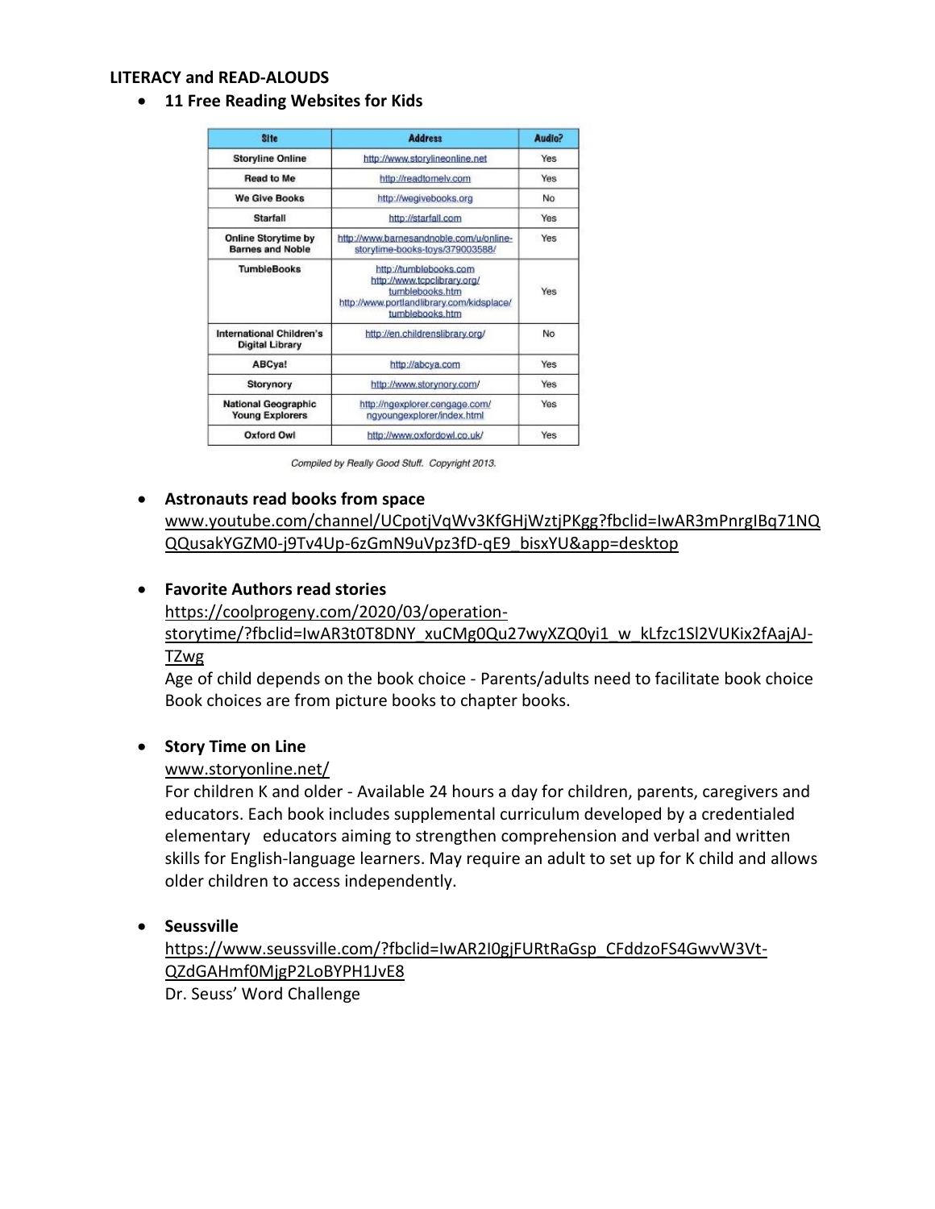**LITERACY and READ-ALOUDS**

- **11 Free Reading Websites for Kids**

| Site | Address | Audio? |
|---|---|---|
| Storyline Online | http://www.storylineonline.net | Yes |
| Read to Me | http://readtomelv.com | Yes |
| We Give Books | http://wegivebooks.org | No |
| Starfall | http://starfall.com | Yes |
| Online Storytime by Barnes and Noble | http://www.barnesandnoble.com/u/online-storytime-books-toys/379003588/ | Yes |
| TumbleBooks | http://tumblebooks.com http://www.tcpclibrary.org/tumblebooks.htm http://www.portlandlibrary.com/kidsplace/tumblebooks.htm | Yes |
| International Children's Digital Library | http://en.childrenslibrary.org/ | No |
| ABCya! | http://abcya.com | Yes |
| Storynory | http://www.storynory.com/ | Yes |
| National Geographic Young Explorers | http://ngexplorer.cengage.com/ngyoungexplorer/index.html | Yes |
| Oxford Owl | http://www.oxfordowl.co.uk/ | Yes |

*Compiled by Really Good Stuff. Copyright 2013.*

- **Astronauts read books from space**
  www.youtube.com/channel/UCpotjVqWv3KfGHjWztjPKgg?fbclid=IwAR3mPnrgIBq71NQQQusakYGZM0-j9Tv4Up-6zGmN9uVpz3fD-qE9_bisxYU&app=desktop

- **Favorite Authors read stories**
  https://coolprogeny.com/2020/03/operation-storytime/?fbclid=IwAR3t0T8DNY_xuCMg0Qu27wyXZQ0yi1_w_kLfzc1Sl2VUKix2fAajAJ-TZwg
  Age of child depends on the book choice - Parents/adults need to facilitate book choice
  Book choices are from picture books to chapter books.

- **Story Time on Line**
  www.storyonline.net/
  For children K and older - Available 24 hours a day for children, parents, caregivers and educators. Each book includes supplemental curriculum developed by a credentialed elementary educators aiming to strengthen comprehension and verbal and written skills for English-language learners. May require an adult to set up for K child and allows older children to access independently.

- **Seussville**
  https://www.seussville.com/?fbclid=IwAR2I0gjFURtRaGsp_CFddzoFS4GwvW3Vt-QZdGAHmf0MjgP2LoBYPH1JvE8
  Dr. Seuss' Word Challenge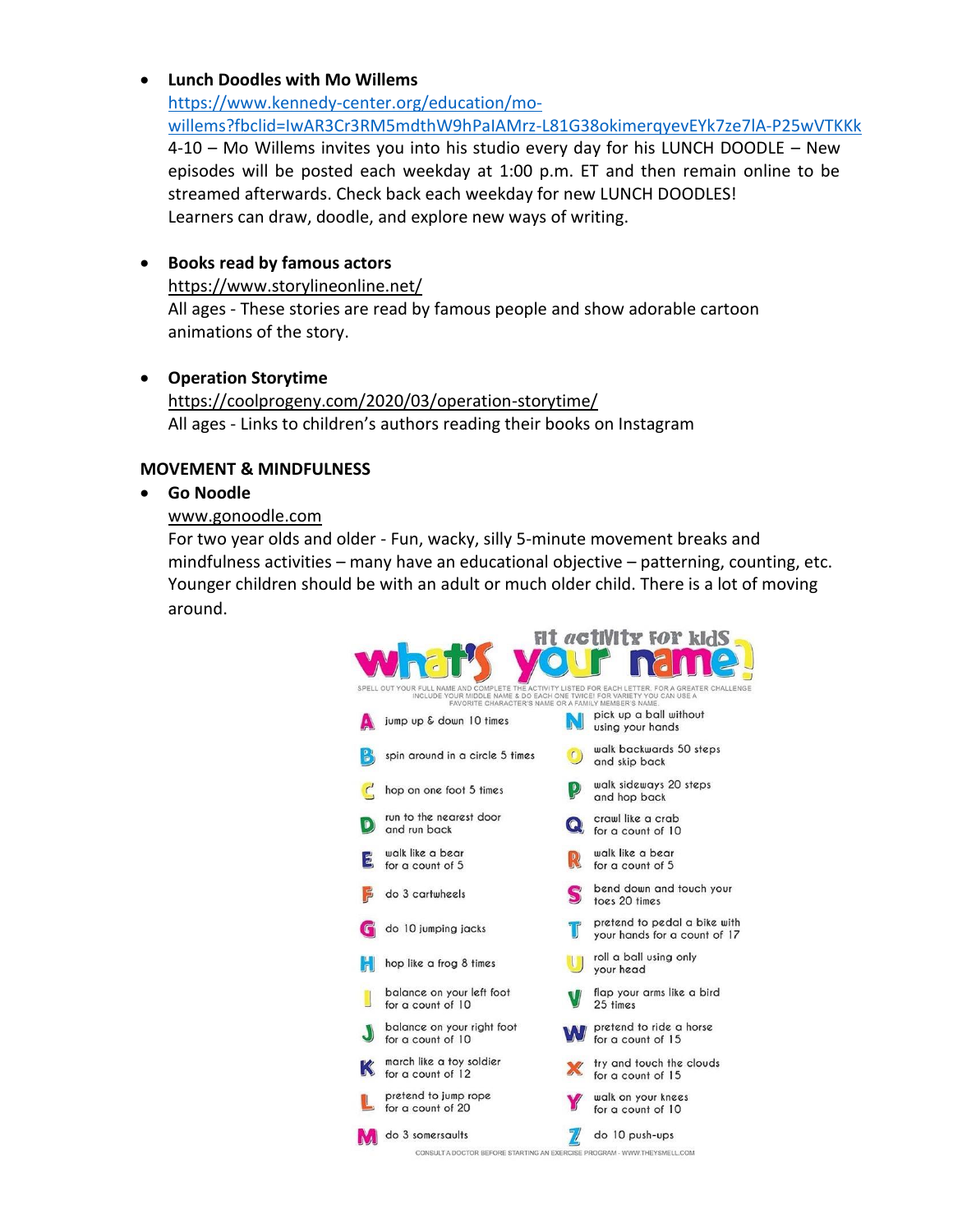- **Lunch Doodles with Mo Willems**
  https://www.kennedy-center.org/education/mo-willems?fbclid=IwAR3Cr3RM5mdthW9hPaIAMrz-L81G38okimerqyevEYk7ze7lA-P25wVTKKk
  4-10 – Mo Willems invites you into his studio every day for his LUNCH DOODLE – New episodes will be posted each weekday at 1:00 p.m. ET and then remain online to be streamed afterwards. Check back each weekday for new LUNCH DOODLES! Learners can draw, doodle, and explore new ways of writing.

- **Books read by famous actors**
  https://www.storylineonline.net/
  All ages - These stories are read by famous people and show adorable cartoon animations of the story.

- **Operation Storytime**
  https://coolprogeny.com/2020/03/operation-storytime/
  All ages - Links to children's authors reading their books on Instagram

**MOVEMENT & MINDFULNESS**

- **Go Noodle**
  www.gonoodle.com
  For two year olds and older - Fun, wacky, silly 5-minute movement breaks and mindfulness activities – many have an educational objective – patterning, counting, etc. Younger children should be with an adult or much older child. There is a lot of moving around.

## what's your name? Fit activity for kids

SPELL OUT YOUR FULL NAME AND COMPLETE THE ACTIVITY LISTED FOR EACH LETTER. FOR A GREATER CHALLENGE INCLUDE YOUR MIDDLE NAME & DO EACH ONE TWICE! FOR VARIETY YOU CAN USE A FAVORITE CHARACTER'S NAME OR A FAMILY MEMBER'S NAME.

| Letter | Activity | Letter | Activity |
|---|---|---|---|
| A | jump up & down 10 times | N | pick up a ball without using your hands |
| B | spin around in a circle 5 times | O | walk backwards 50 steps and skip back |
| C | hop on one foot 5 times | P | walk sideways 20 steps and hop back |
| D | run to the nearest door and run back | Q | crawl like a crab for a count of 10 |
| E | walk like a bear for a count of 5 | R | walk like a bear for a count of 5 |
| F | do 3 cartwheels | S | bend down and touch your toes 20 times |
| G | do 10 jumping jacks | T | pretend to pedal a bike with your hands for a count of 17 |
| H | hop like a frog 8 times | U | roll a ball using only your head |
| I | balance on your left foot for a count of 10 | V | flap your arms like a bird 25 times |
| J | balance on your right foot for a count of 10 | W | pretend to ride a horse for a count of 15 |
| K | march like a toy soldier for a count of 12 | X | try and touch the clouds for a count of 15 |
| L | pretend to jump rope for a count of 20 | Y | walk on your knees for a count of 10 |
| M | do 3 somersaults | Z | do 10 push-ups |

CONSULT A DOCTOR BEFORE STARTING AN EXERCISE PROGRAM - WWW.THEYSMELL.COM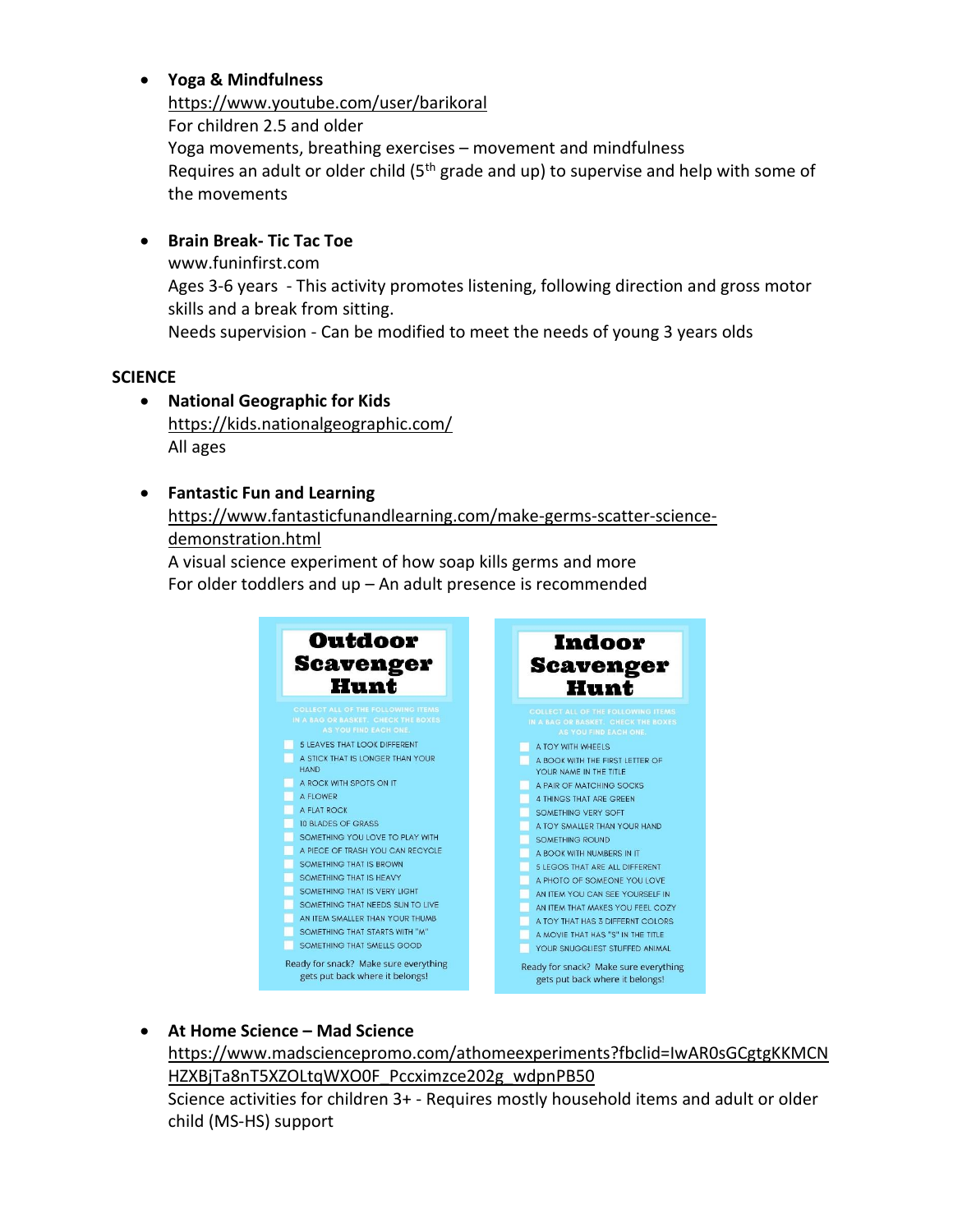- **Yoga & Mindfulness**
  https://www.youtube.com/user/barikoral
  For children 2.5 and older
  Yoga movements, breathing exercises – movement and mindfulness
  Requires an adult or older child (5th grade and up) to supervise and help with some of the movements

- **Brain Break- Tic Tac Toe**
  www.funinfirst.com
  Ages 3-6 years - This activity promotes listening, following direction and gross motor skills and a break from sitting.
  Needs supervision - Can be modified to meet the needs of young 3 years olds

**SCIENCE**

- **National Geographic for Kids**
  https://kids.nationalgeographic.com/
  All ages

- **Fantastic Fun and Learning**
  https://www.fantasticfunandlearning.com/make-germs-scatter-science-demonstration.html
  A visual science experiment of how soap kills germs and more
  For older toddlers and up – An adult presence is recommended

**Outdoor Scavenger Hunt**

COLLECT ALL OF THE FOLLOWING ITEMS IN A BAG OR BASKET. CHECK THE BOXES AS YOU FIND EACH ONE.

- [ ] 5 LEAVES THAT LOOK DIFFERENT
- [ ] A STICK THAT IS LONGER THAN YOUR HAND
- [ ] A ROCK WITH SPOTS ON IT
- [ ] A FLOWER
- [ ] A FLAT ROCK
- [ ] 10 BLADES OF GRASS
- [ ] SOMETHING YOU LOVE TO PLAY WITH
- [ ] A PIECE OF TRASH YOU CAN RECYCLE
- [ ] SOMETHING THAT IS BROWN
- [ ] SOMETHING THAT IS HEAVY
- [ ] SOMETHING THAT IS VERY LIGHT
- [ ] SOMETHING THAT NEEDS SUN TO LIVE
- [ ] AN ITEM SMALLER THAN YOUR THUMB
- [ ] SOMETHING THAT STARTS WITH "M"
- [ ] SOMETHING THAT SMELLS GOOD

Ready for snack? Make sure everything gets put back where it belongs!

**Indoor Scavenger Hunt**

COLLECT ALL OF THE FOLLOWING ITEMS IN A BAG OR BASKET. CHECK THE BOXES AS YOU FIND EACH ONE.

- [ ] A TOY WITH WHEELS
- [ ] A BOOK WITH THE FIRST LETTER OF YOUR NAME IN THE TITLE
- [ ] A PAIR OF MATCHING SOCKS
- [ ] 4 THINGS THAT ARE GREEN
- [ ] SOMETHING VERY SOFT
- [ ] A TOY SMALLER THAN YOUR HAND
- [ ] SOMETHING ROUND
- [ ] A BOOK WITH NUMBERS IN IT
- [ ] 5 LEGOS THAT ARE ALL DIFFERENT
- [ ] A PHOTO OF SOMEONE YOU LOVE
- [ ] AN ITEM YOU CAN SEE YOURSELF IN
- [ ] AN ITEM THAT MAKES YOU FEEL COZY
- [ ] A TOY THAT HAS 3 DIFFERNT COLORS
- [ ] A MOVIE THAT HAS "S" IN THE TITLE
- [ ] YOUR SNUGGLIEST STUFFED ANIMAL

Ready for snack? Make sure everything gets put back where it belongs!

- **At Home Science – Mad Science**
  https://www.madsciencepromo.com/athomeexperiments?fbclid=IwAR0sGCgtgKKMCNHZXBjTa8nT5XZOLtqWXO0F_Pccximzce202g_wdpnPB50
  Science activities for children 3+ - Requires mostly household items and adult or older child (MS-HS) support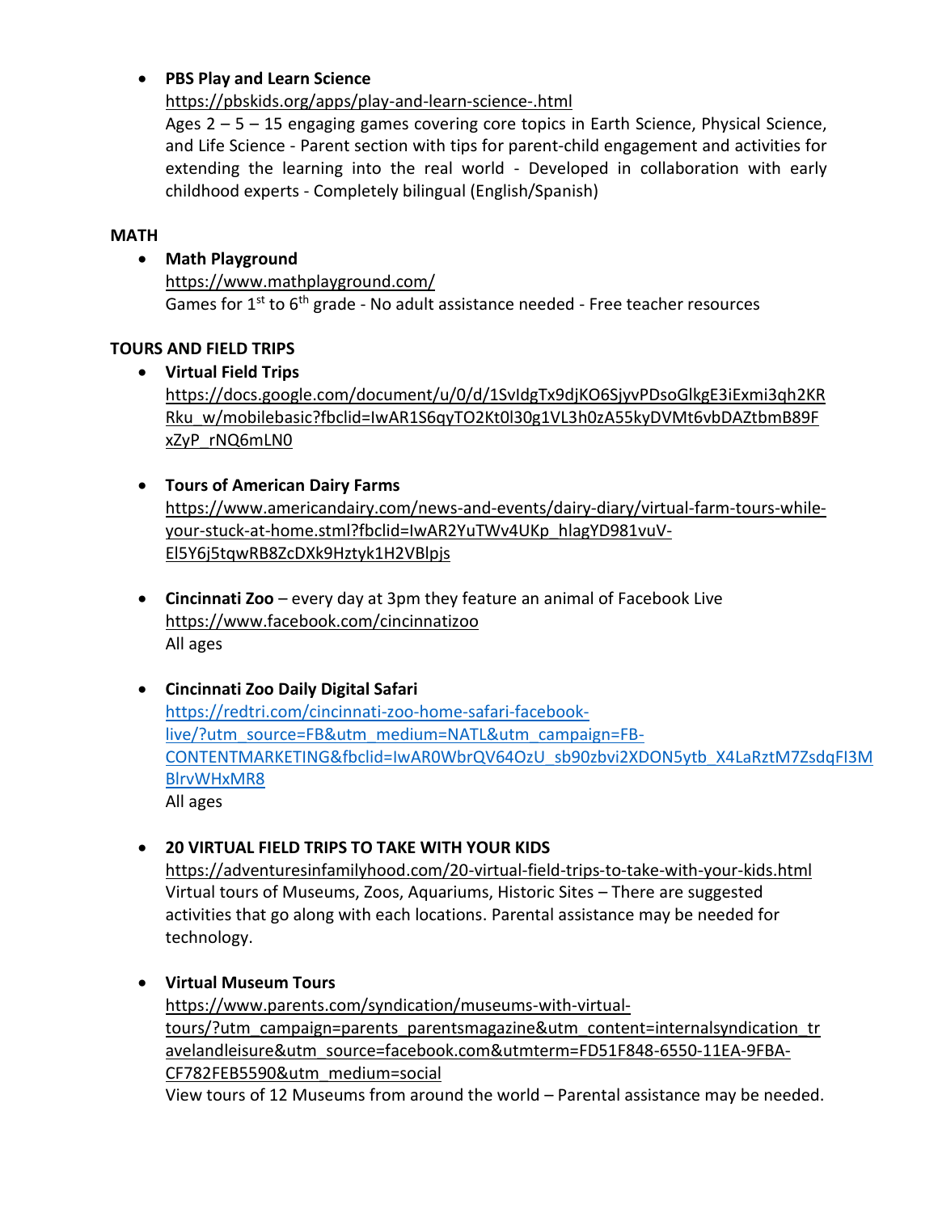- **PBS Play and Learn Science**
  https://pbskids.org/apps/play-and-learn-science-.html
  Ages 2 – 5 – 15 engaging games covering core topics in Earth Science, Physical Science, and Life Science - Parent section with tips for parent-child engagement and activities for extending the learning into the real world - Developed in collaboration with early childhood experts - Completely bilingual (English/Spanish)

**MATH**

- **Math Playground**
  https://www.mathplayground.com/
  Games for 1st to 6th grade - No adult assistance needed - Free teacher resources

**TOURS AND FIELD TRIPS**

- **Virtual Field Trips**
  https://docs.google.com/document/u/0/d/1SvIdgTx9djKO6SjyvPDsoGlkgE3iExmi3qh2KRRku_w/mobilebasic?fbclid=IwAR1S6qyTO2Kt0l30g1VL3h0zA55kyDVMt6vbDAZtbmB89FxZyP_rNQ6mLN0

- **Tours of American Dairy Farms**
  https://www.americandairy.com/news-and-events/dairy-diary/virtual-farm-tours-while-your-stuck-at-home.stml?fbclid=IwAR2YuTWv4UKp_hlagYD981vuV-El5Y6j5tqwRB8ZcDXk9Hztyk1H2VBlpjs

- **Cincinnati Zoo** – every day at 3pm they feature an animal of Facebook Live
  https://www.facebook.com/cincinnatizoo
  All ages

- **Cincinnati Zoo Daily Digital Safari**
  https://redtri.com/cincinnati-zoo-home-safari-facebook-live/?utm_source=FB&utm_medium=NATL&utm_campaign=FB-CONTENTMARKETING&fbclid=IwAR0WbrQV64OzU_sb90zbvi2XDON5ytb_X4LaRztM7ZsdqFI3MBlrvWHxMR8
  All ages

- **20 VIRTUAL FIELD TRIPS TO TAKE WITH YOUR KIDS**
  https://adventuresinfamilyhood.com/20-virtual-field-trips-to-take-with-your-kids.html
  Virtual tours of Museums, Zoos, Aquariums, Historic Sites – There are suggested activities that go along with each locations. Parental assistance may be needed for technology.

- **Virtual Museum Tours**
  https://www.parents.com/syndication/museums-with-virtual-tours/?utm_campaign=parents_parentsmagazine&utm_content=internalsyndication_travelandleisure&utm_source=facebook.com&utmterm=FD51F848-6550-11EA-9FBA-CF782FEB5590&utm_medium=social
  View tours of 12 Museums from around the world – Parental assistance may be needed.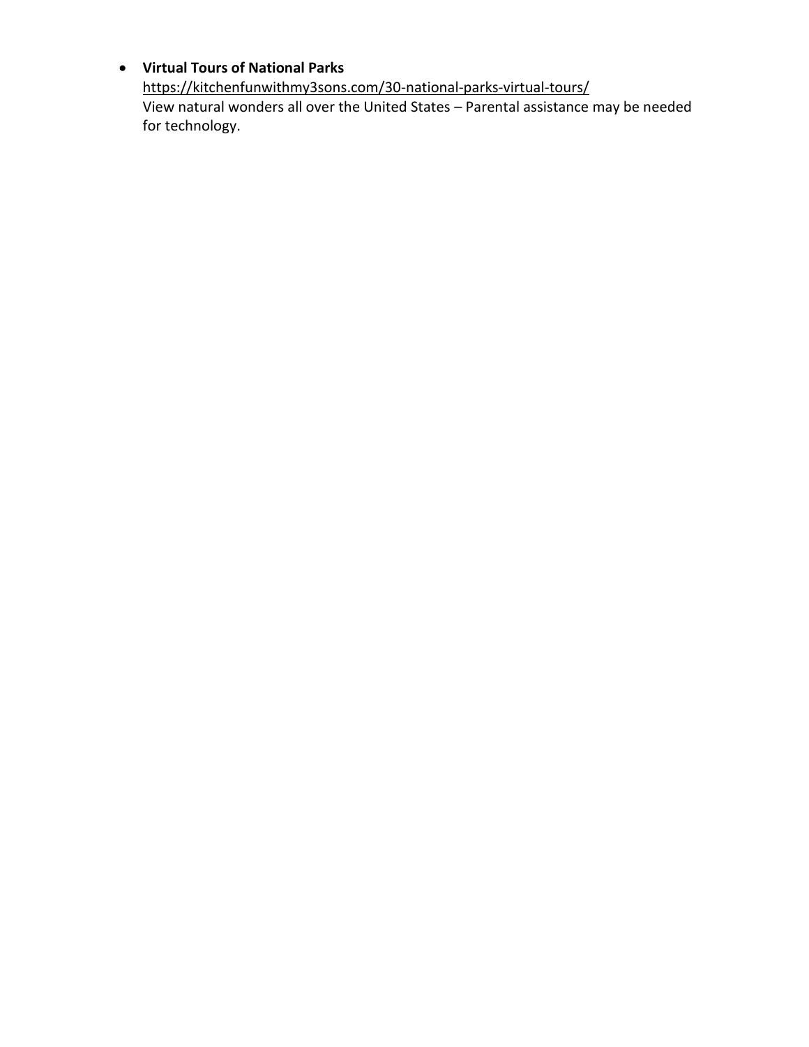- **Virtual Tours of National Parks**
  https://kitchenfunwithmy3sons.com/30-national-parks-virtual-tours/
  View natural wonders all over the United States – Parental assistance may be needed for technology.